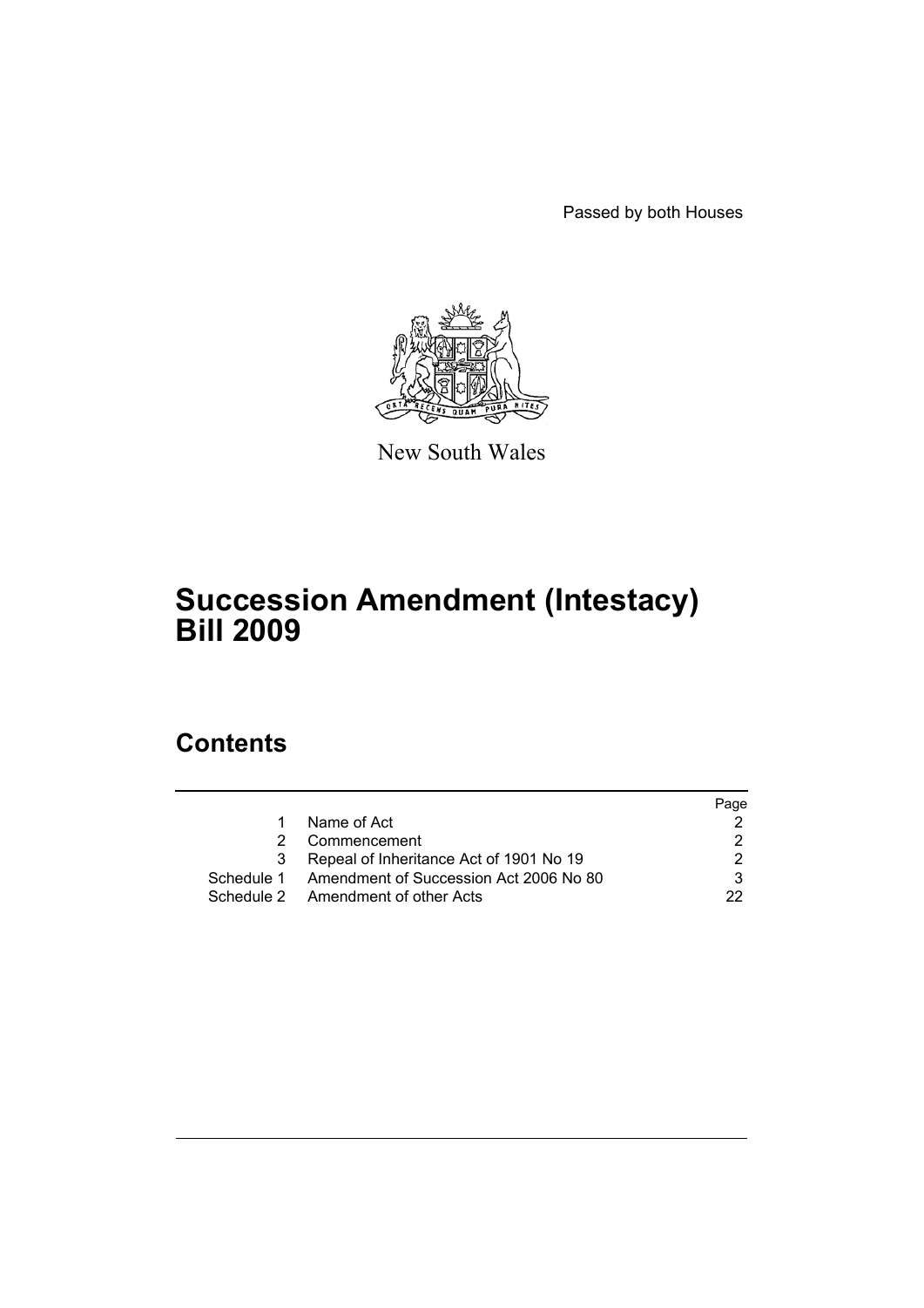Passed by both Houses

New South Wales

# Succession Amendment (Intestacy) Bill 2009

## Contents

| | | Page |
|---|---|---|
| 1 | Name of Act | 2 |
| 2 | Commencement | 2 |
| 3 | Repeal of Inheritance Act of 1901 No 19 | 2 |
| Schedule 1 | Amendment of Succession Act 2006 No 80 | 3 |
| Schedule 2 | Amendment of other Acts | 22 |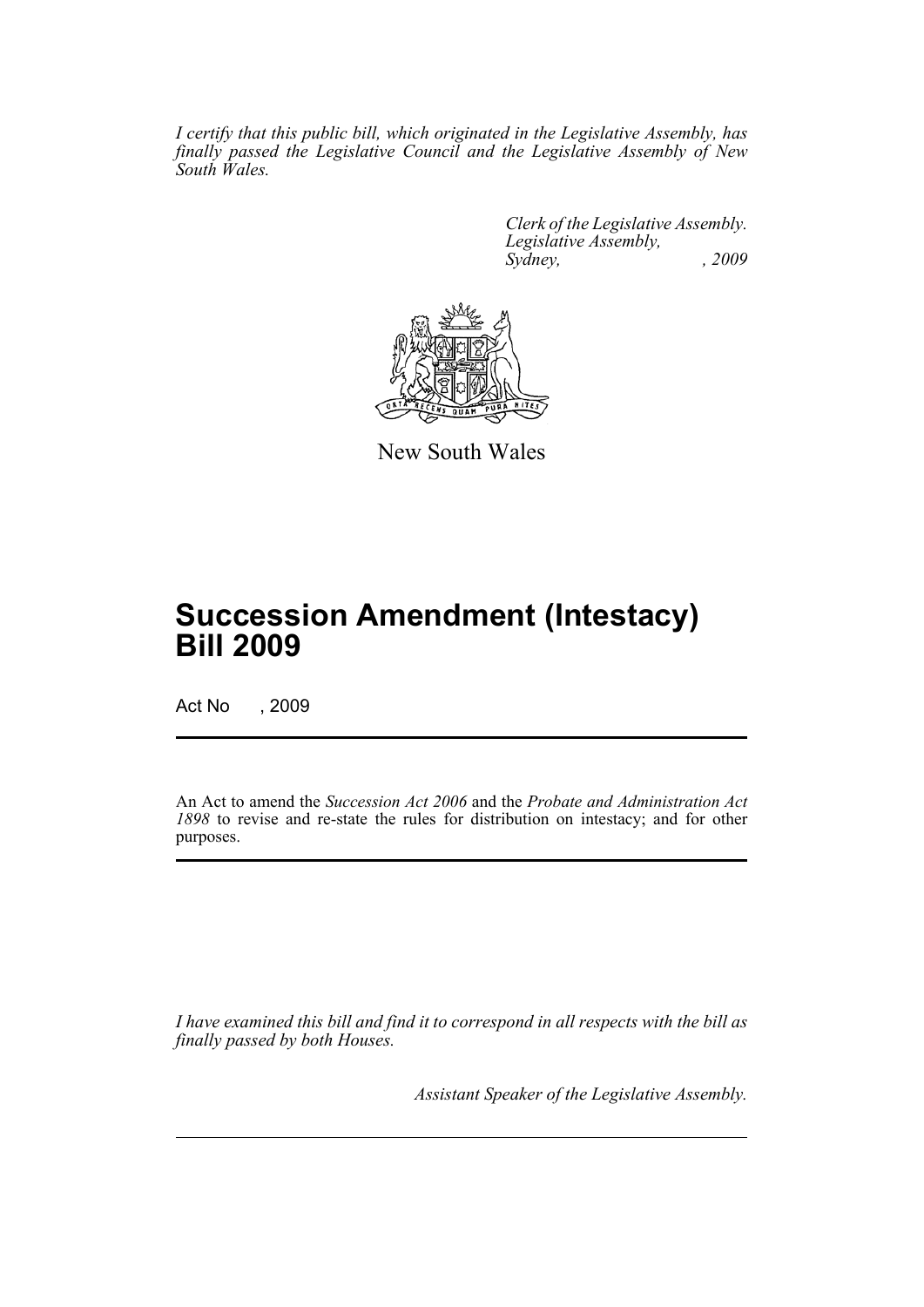*I certify that this public bill, which originated in the Legislative Assembly, has finally passed the Legislative Council and the Legislative Assembly of New South Wales.*

*Clerk of the Legislative Assembly.*
*Legislative Assembly,*
*Sydney, , 2009*

New South Wales

# Succession Amendment (Intestacy) Bill 2009

Act No , 2009

An Act to amend the *Succession Act 2006* and the *Probate and Administration Act 1898* to revise and re-state the rules for distribution on intestacy; and for other purposes.

*I have examined this bill and find it to correspond in all respects with the bill as finally passed by both Houses.*

*Assistant Speaker of the Legislative Assembly.*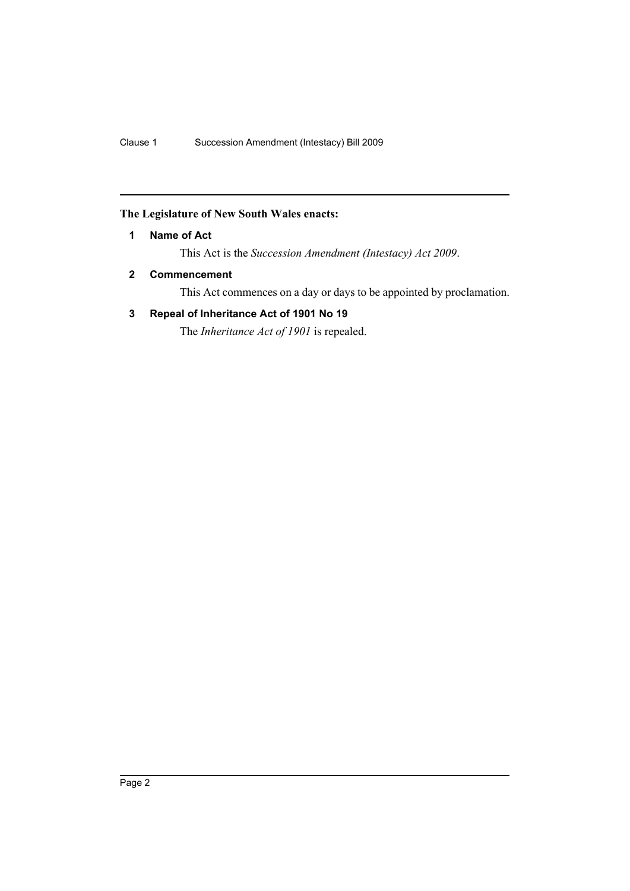**The Legislature of New South Wales enacts:**

**1 Name of Act**

This Act is the *Succession Amendment (Intestacy) Act 2009*.

**2 Commencement**

This Act commences on a day or days to be appointed by proclamation.

**3 Repeal of Inheritance Act of 1901 No 19**

The *Inheritance Act of 1901* is repealed.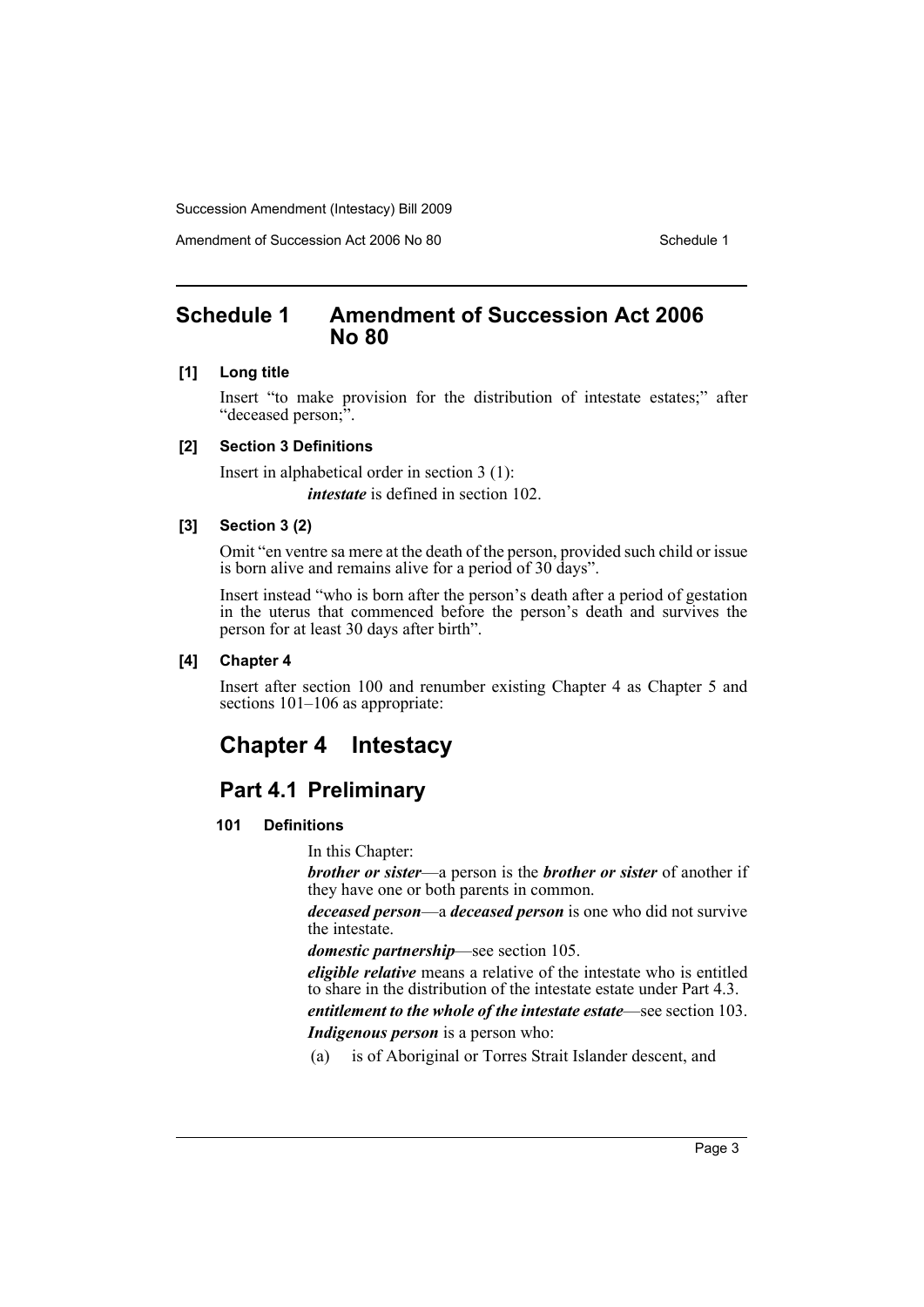## Schedule 1 Amendment of Succession Act 2006 No 80

**[1] Long title**

Insert "to make provision for the distribution of intestate estates;" after "deceased person;".

**[2] Section 3 Definitions**

Insert in alphabetical order in section 3 (1):

> ***intestate*** is defined in section 102.

**[3] Section 3 (2)**

Omit "en ventre sa mere at the death of the person, provided such child or issue is born alive and remains alive for a period of 30 days".

Insert instead "who is born after the person's death after a period of gestation in the uterus that commenced before the person's death and survives the person for at least 30 days after birth".

**[4] Chapter 4**

Insert after section 100 and renumber existing Chapter 4 as Chapter 5 and sections 101–106 as appropriate:

# Chapter 4 Intestacy

## Part 4.1 Preliminary

**101 Definitions**

In this Chapter:

***brother or sister***—a person is the ***brother or sister*** of another if they have one or both parents in common.

***deceased person***—a ***deceased person*** is one who did not survive the intestate.

***domestic partnership***—see section 105.

***eligible relative*** means a relative of the intestate who is entitled to share in the distribution of the intestate estate under Part 4.3.

***entitlement to the whole of the intestate estate***—see section 103.

***Indigenous person*** is a person who:

(a) is of Aboriginal or Torres Strait Islander descent, and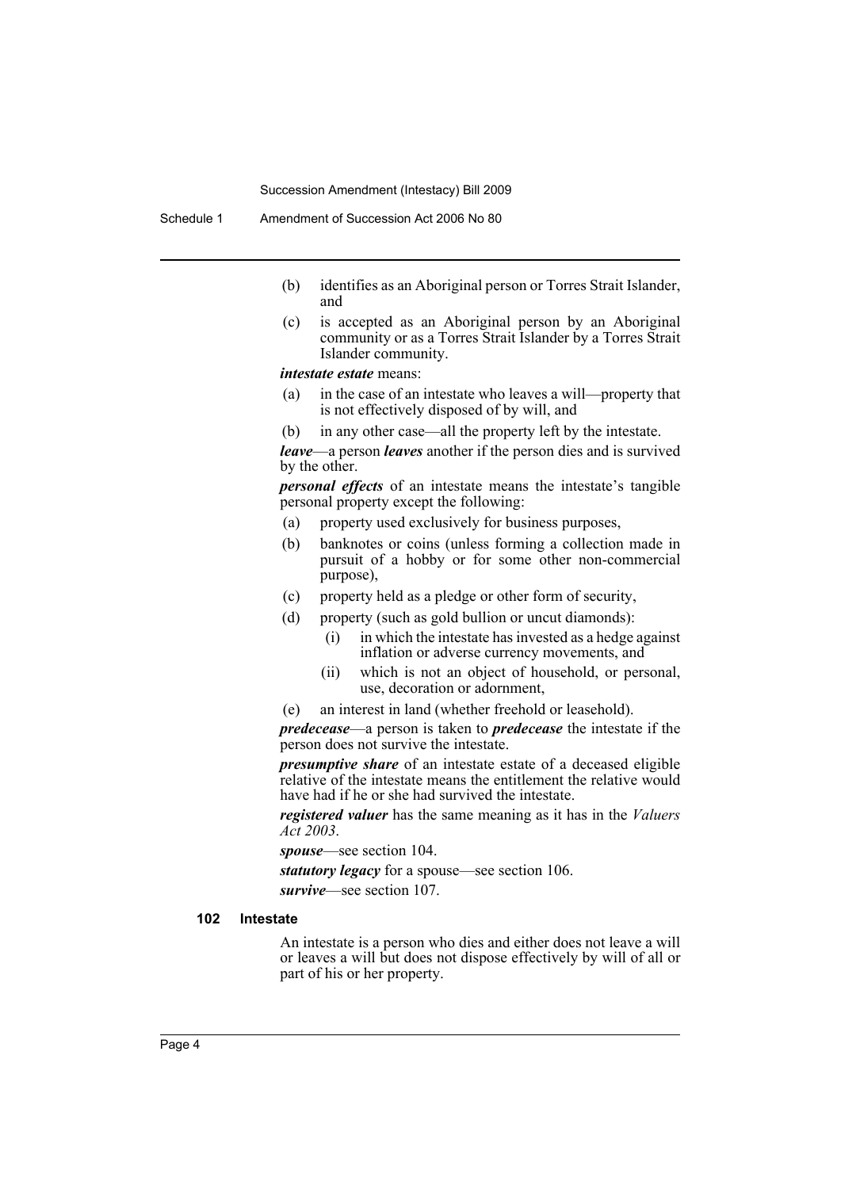- (b) identifies as an Aboriginal person or Torres Strait Islander, and
- (c) is accepted as an Aboriginal person by an Aboriginal community or as a Torres Strait Islander by a Torres Strait Islander community.

***intestate estate*** means:

- (a) in the case of an intestate who leaves a will—property that is not effectively disposed of by will, and
- (b) in any other case—all the property left by the intestate.

***leave***—a person ***leaves*** another if the person dies and is survived by the other.

***personal effects*** of an intestate means the intestate's tangible personal property except the following:

- (a) property used exclusively for business purposes,
- (b) banknotes or coins (unless forming a collection made in pursuit of a hobby or for some other non-commercial purpose),
- (c) property held as a pledge or other form of security,
- (d) property (such as gold bullion or uncut diamonds):
  - (i) in which the intestate has invested as a hedge against inflation or adverse currency movements, and
  - (ii) which is not an object of household, or personal, use, decoration or adornment,
- (e) an interest in land (whether freehold or leasehold).

***predecease***—a person is taken to ***predecease*** the intestate if the person does not survive the intestate.

***presumptive share*** of an intestate estate of a deceased eligible relative of the intestate means the entitlement the relative would have had if he or she had survived the intestate.

***registered valuer*** has the same meaning as it has in the *Valuers Act 2003*.

***spouse***—see section 104.

***statutory legacy*** for a spouse—see section 106.

***survive***—see section 107.

#### 102 Intestate

An intestate is a person who dies and either does not leave a will or leaves a will but does not dispose effectively by will of all or part of his or her property.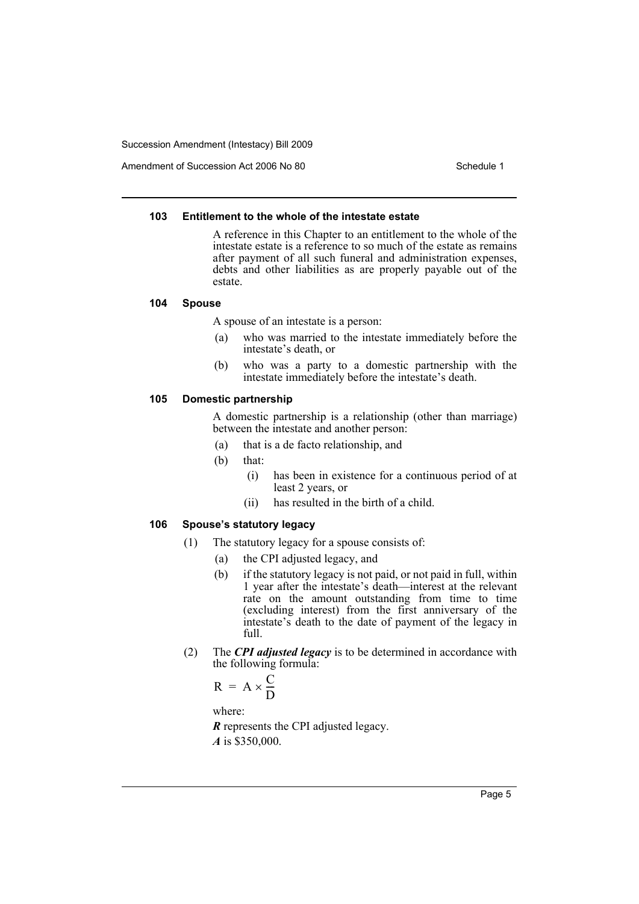### 103 Entitlement to the whole of the intestate estate

A reference in this Chapter to an entitlement to the whole of the intestate estate is a reference to so much of the estate as remains after payment of all such funeral and administration expenses, debts and other liabilities as are properly payable out of the estate.

### 104 Spouse

A spouse of an intestate is a person:

(a) who was married to the intestate immediately before the intestate's death, or

(b) who was a party to a domestic partnership with the intestate immediately before the intestate's death.

### 105 Domestic partnership

A domestic partnership is a relationship (other than marriage) between the intestate and another person:

(a) that is a de facto relationship, and

(b) that:

(i) has been in existence for a continuous period of at least 2 years, or

(ii) has resulted in the birth of a child.

### 106 Spouse's statutory legacy

(1) The statutory legacy for a spouse consists of:

(a) the CPI adjusted legacy, and

(b) if the statutory legacy is not paid, or not paid in full, within 1 year after the intestate's death—interest at the relevant rate on the amount outstanding from time to time (excluding interest) from the first anniversary of the intestate's death to the date of payment of the legacy in full.

(2) The ***CPI adjusted legacy*** is to be determined in accordance with the following formula:

$$R = A \times \frac{C}{D}$$

where:

***R*** represents the CPI adjusted legacy.

***A*** is $350,000.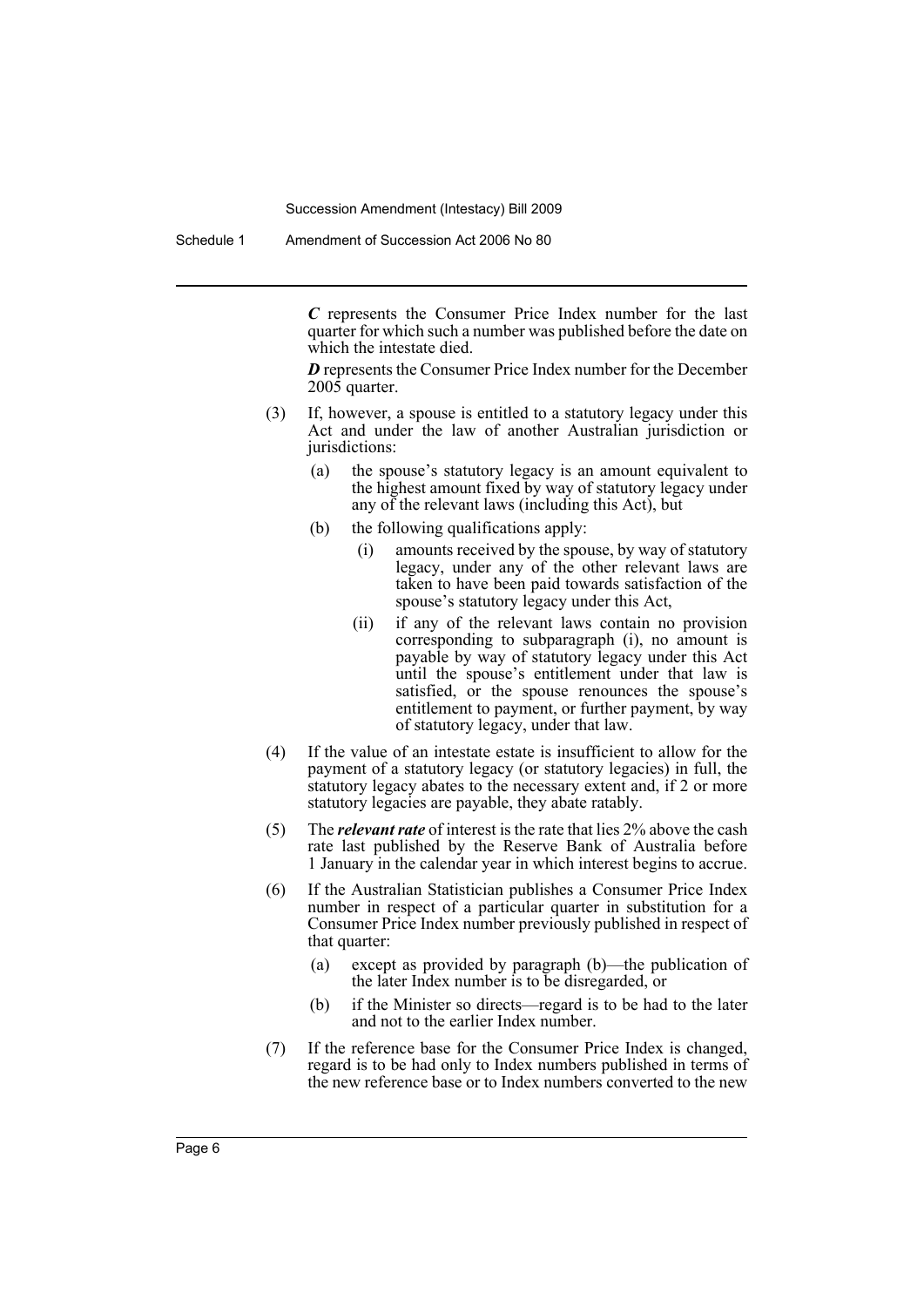*C* represents the Consumer Price Index number for the last quarter for which such a number was published before the date on which the intestate died.

*D* represents the Consumer Price Index number for the December 2005 quarter.

(3) If, however, a spouse is entitled to a statutory legacy under this Act and under the law of another Australian jurisdiction or jurisdictions:

(a) the spouse's statutory legacy is an amount equivalent to the highest amount fixed by way of statutory legacy under any of the relevant laws (including this Act), but

(b) the following qualifications apply:

(i) amounts received by the spouse, by way of statutory legacy, under any of the other relevant laws are taken to have been paid towards satisfaction of the spouse's statutory legacy under this Act,

(ii) if any of the relevant laws contain no provision corresponding to subparagraph (i), no amount is payable by way of statutory legacy under this Act until the spouse's entitlement under that law is satisfied, or the spouse renounces the spouse's entitlement to payment, or further payment, by way of statutory legacy, under that law.

(4) If the value of an intestate estate is insufficient to allow for the payment of a statutory legacy (or statutory legacies) in full, the statutory legacy abates to the necessary extent and, if 2 or more statutory legacies are payable, they abate ratably.

(5) The ***relevant rate*** of interest is the rate that lies 2% above the cash rate last published by the Reserve Bank of Australia before 1 January in the calendar year in which interest begins to accrue.

(6) If the Australian Statistician publishes a Consumer Price Index number in respect of a particular quarter in substitution for a Consumer Price Index number previously published in respect of that quarter:

(a) except as provided by paragraph (b)—the publication of the later Index number is to be disregarded, or

(b) if the Minister so directs—regard is to be had to the later and not to the earlier Index number.

(7) If the reference base for the Consumer Price Index is changed, regard is to be had only to Index numbers published in terms of the new reference base or to Index numbers converted to the new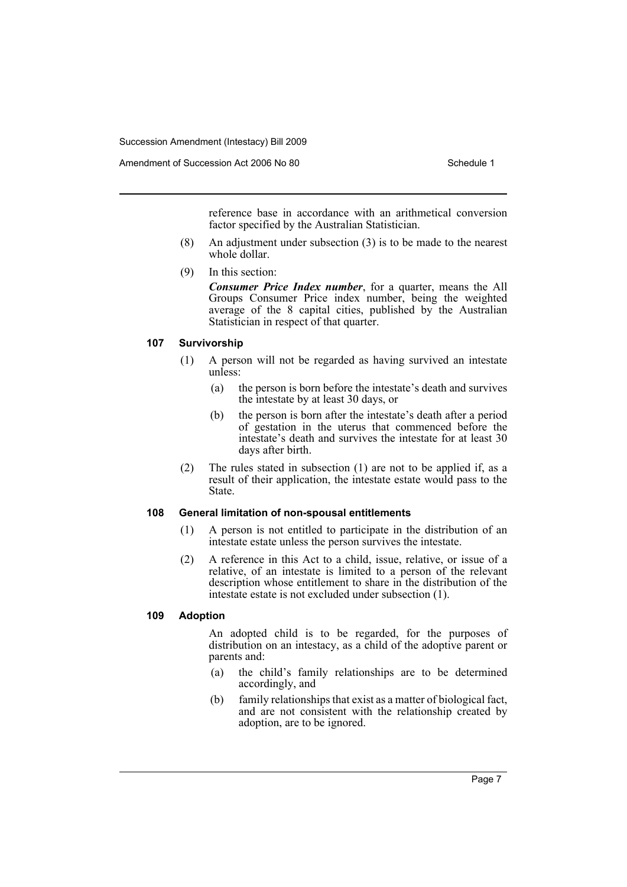reference base in accordance with an arithmetical conversion factor specified by the Australian Statistician.

(8) An adjustment under subsection (3) is to be made to the nearest whole dollar.

(9) In this section:

***Consumer Price Index number***, for a quarter, means the All Groups Consumer Price index number, being the weighted average of the 8 capital cities, published by the Australian Statistician in respect of that quarter.

### 107 Survivorship

(1) A person will not be regarded as having survived an intestate unless:

- (a) the person is born before the intestate's death and survives the intestate by at least 30 days, or
- (b) the person is born after the intestate's death after a period of gestation in the uterus that commenced before the intestate's death and survives the intestate for at least 30 days after birth.

(2) The rules stated in subsection (1) are not to be applied if, as a result of their application, the intestate estate would pass to the State.

### 108 General limitation of non-spousal entitlements

(1) A person is not entitled to participate in the distribution of an intestate estate unless the person survives the intestate.

(2) A reference in this Act to a child, issue, relative, or issue of a relative, of an intestate is limited to a person of the relevant description whose entitlement to share in the distribution of the intestate estate is not excluded under subsection (1).

### 109 Adoption

An adopted child is to be regarded, for the purposes of distribution on an intestacy, as a child of the adoptive parent or parents and:

- (a) the child's family relationships are to be determined accordingly, and
- (b) family relationships that exist as a matter of biological fact, and are not consistent with the relationship created by adoption, are to be ignored.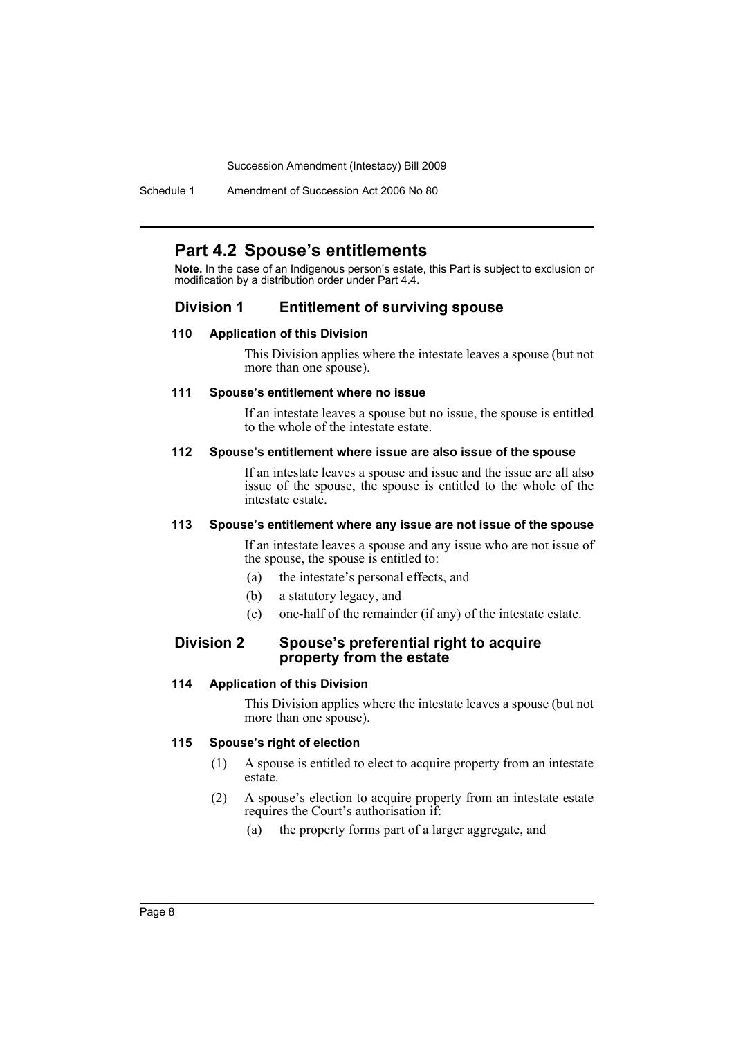## Part 4.2 Spouse's entitlements

**Note.** In the case of an Indigenous person's estate, this Part is subject to exclusion or modification by a distribution order under Part 4.4.

### Division 1 Entitlement of surviving spouse

#### 110 Application of this Division

This Division applies where the intestate leaves a spouse (but not more than one spouse).

#### 111 Spouse's entitlement where no issue

If an intestate leaves a spouse but no issue, the spouse is entitled to the whole of the intestate estate.

#### 112 Spouse's entitlement where issue are also issue of the spouse

If an intestate leaves a spouse and issue and the issue are all also issue of the spouse, the spouse is entitled to the whole of the intestate estate.

#### 113 Spouse's entitlement where any issue are not issue of the spouse

If an intestate leaves a spouse and any issue who are not issue of the spouse, the spouse is entitled to:

(a) the intestate's personal effects, and

(b) a statutory legacy, and

(c) one-half of the remainder (if any) of the intestate estate.

### Division 2 Spouse's preferential right to acquire property from the estate

#### 114 Application of this Division

This Division applies where the intestate leaves a spouse (but not more than one spouse).

#### 115 Spouse's right of election

(1) A spouse is entitled to elect to acquire property from an intestate estate.

(2) A spouse's election to acquire property from an intestate estate requires the Court's authorisation if:

(a) the property forms part of a larger aggregate, and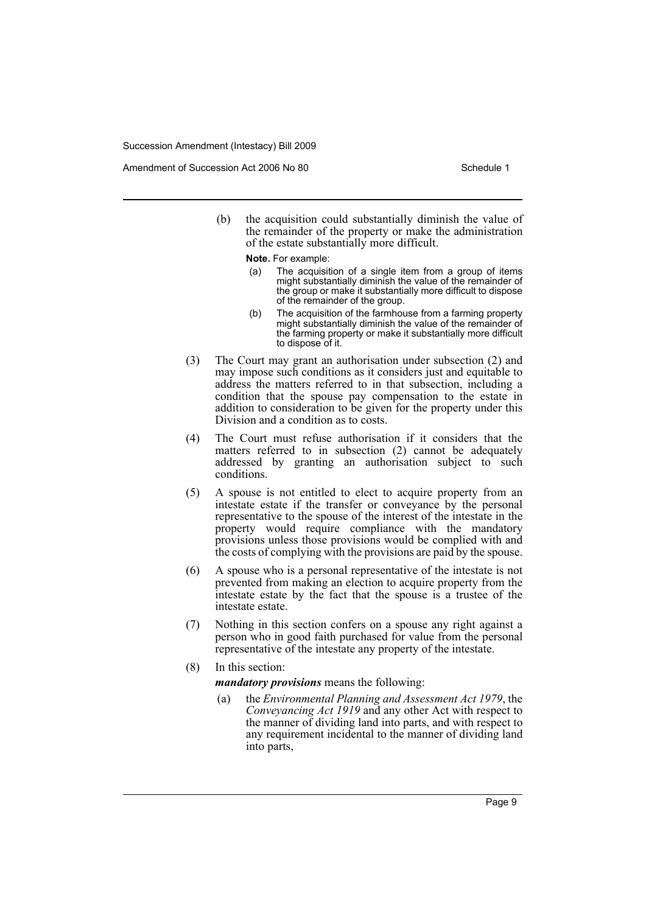(b) the acquisition could substantially diminish the value of the remainder of the property or make the administration of the estate substantially more difficult.

**Note.** For example:

(a) The acquisition of a single item from a group of items might substantially diminish the value of the remainder of the group or make it substantially more difficult to dispose of the remainder of the group.

(b) The acquisition of the farmhouse from a farming property might substantially diminish the value of the remainder of the farming property or make it substantially more difficult to dispose of it.

(3) The Court may grant an authorisation under subsection (2) and may impose such conditions as it considers just and equitable to address the matters referred to in that subsection, including a condition that the spouse pay compensation to the estate in addition to consideration to be given for the property under this Division and a condition as to costs.

(4) The Court must refuse authorisation if it considers that the matters referred to in subsection (2) cannot be adequately addressed by granting an authorisation subject to such conditions.

(5) A spouse is not entitled to elect to acquire property from an intestate estate if the transfer or conveyance by the personal representative to the spouse of the interest of the intestate in the property would require compliance with the mandatory provisions unless those provisions would be complied with and the costs of complying with the provisions are paid by the spouse.

(6) A spouse who is a personal representative of the intestate is not prevented from making an election to acquire property from the intestate estate by the fact that the spouse is a trustee of the intestate estate.

(7) Nothing in this section confers on a spouse any right against a person who in good faith purchased for value from the personal representative of the intestate any property of the intestate.

(8) In this section:

***mandatory provisions*** means the following:

(a) the *Environmental Planning and Assessment Act 1979*, the *Conveyancing Act 1919* and any other Act with respect to the manner of dividing land into parts, and with respect to any requirement incidental to the manner of dividing land into parts,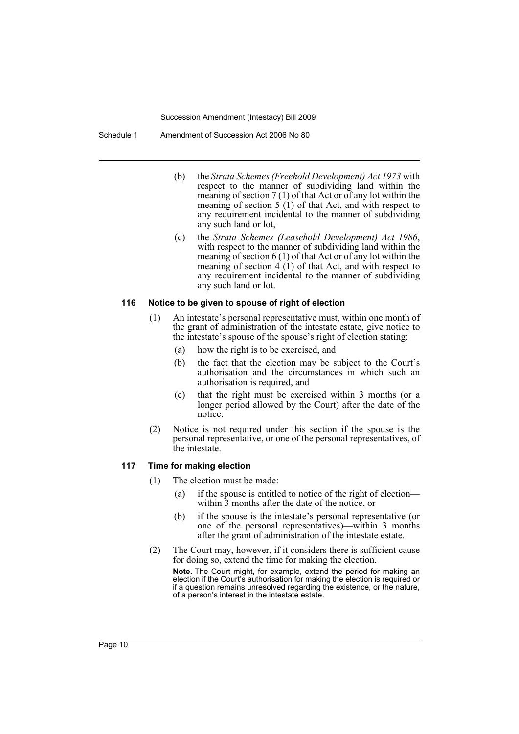(b) the *Strata Schemes (Freehold Development) Act 1973* with respect to the manner of subdividing land within the meaning of section 7 (1) of that Act or of any lot within the meaning of section 5 (1) of that Act, and with respect to any requirement incidental to the manner of subdividing any such land or lot,

(c) the *Strata Schemes (Leasehold Development) Act 1986*, with respect to the manner of subdividing land within the meaning of section 6 (1) of that Act or of any lot within the meaning of section 4 (1) of that Act, and with respect to any requirement incidental to the manner of subdividing any such land or lot.

#### 116 Notice to be given to spouse of right of election

(1) An intestate's personal representative must, within one month of the grant of administration of the intestate estate, give notice to the intestate's spouse of the spouse's right of election stating:

(a) how the right is to be exercised, and

(b) the fact that the election may be subject to the Court's authorisation and the circumstances in which such an authorisation is required, and

(c) that the right must be exercised within 3 months (or a longer period allowed by the Court) after the date of the notice.

(2) Notice is not required under this section if the spouse is the personal representative, or one of the personal representatives, of the intestate.

#### 117 Time for making election

(1) The election must be made:

(a) if the spouse is entitled to notice of the right of election—within 3 months after the date of the notice, or

(b) if the spouse is the intestate's personal representative (or one of the personal representatives)—within 3 months after the grant of administration of the intestate estate.

(2) The Court may, however, if it considers there is sufficient cause for doing so, extend the time for making the election.

**Note.** The Court might, for example, extend the period for making an election if the Court's authorisation for making the election is required or if a question remains unresolved regarding the existence, or the nature, of a person's interest in the intestate estate.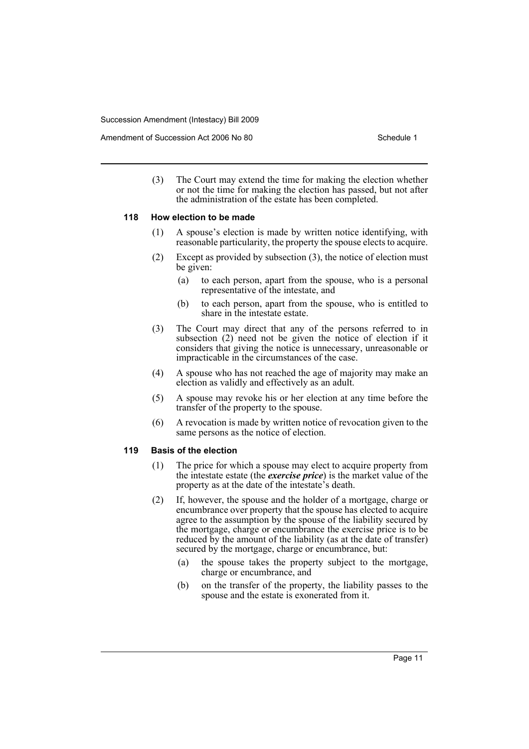(3) The Court may extend the time for making the election whether or not the time for making the election has passed, but not after the administration of the estate has been completed.

#### 118 How election to be made

(1) A spouse's election is made by written notice identifying, with reasonable particularity, the property the spouse elects to acquire.

(2) Except as provided by subsection (3), the notice of election must be given:

- (a) to each person, apart from the spouse, who is a personal representative of the intestate, and
- (b) to each person, apart from the spouse, who is entitled to share in the intestate estate.

(3) The Court may direct that any of the persons referred to in subsection (2) need not be given the notice of election if it considers that giving the notice is unnecessary, unreasonable or impracticable in the circumstances of the case.

(4) A spouse who has not reached the age of majority may make an election as validly and effectively as an adult.

(5) A spouse may revoke his or her election at any time before the transfer of the property to the spouse.

(6) A revocation is made by written notice of revocation given to the same persons as the notice of election.

#### 119 Basis of the election

(1) The price for which a spouse may elect to acquire property from the intestate estate (the ***exercise price***) is the market value of the property as at the date of the intestate's death.

(2) If, however, the spouse and the holder of a mortgage, charge or encumbrance over property that the spouse has elected to acquire agree to the assumption by the spouse of the liability secured by the mortgage, charge or encumbrance the exercise price is to be reduced by the amount of the liability (as at the date of transfer) secured by the mortgage, charge or encumbrance, but:

- (a) the spouse takes the property subject to the mortgage, charge or encumbrance, and
- (b) on the transfer of the property, the liability passes to the spouse and the estate is exonerated from it.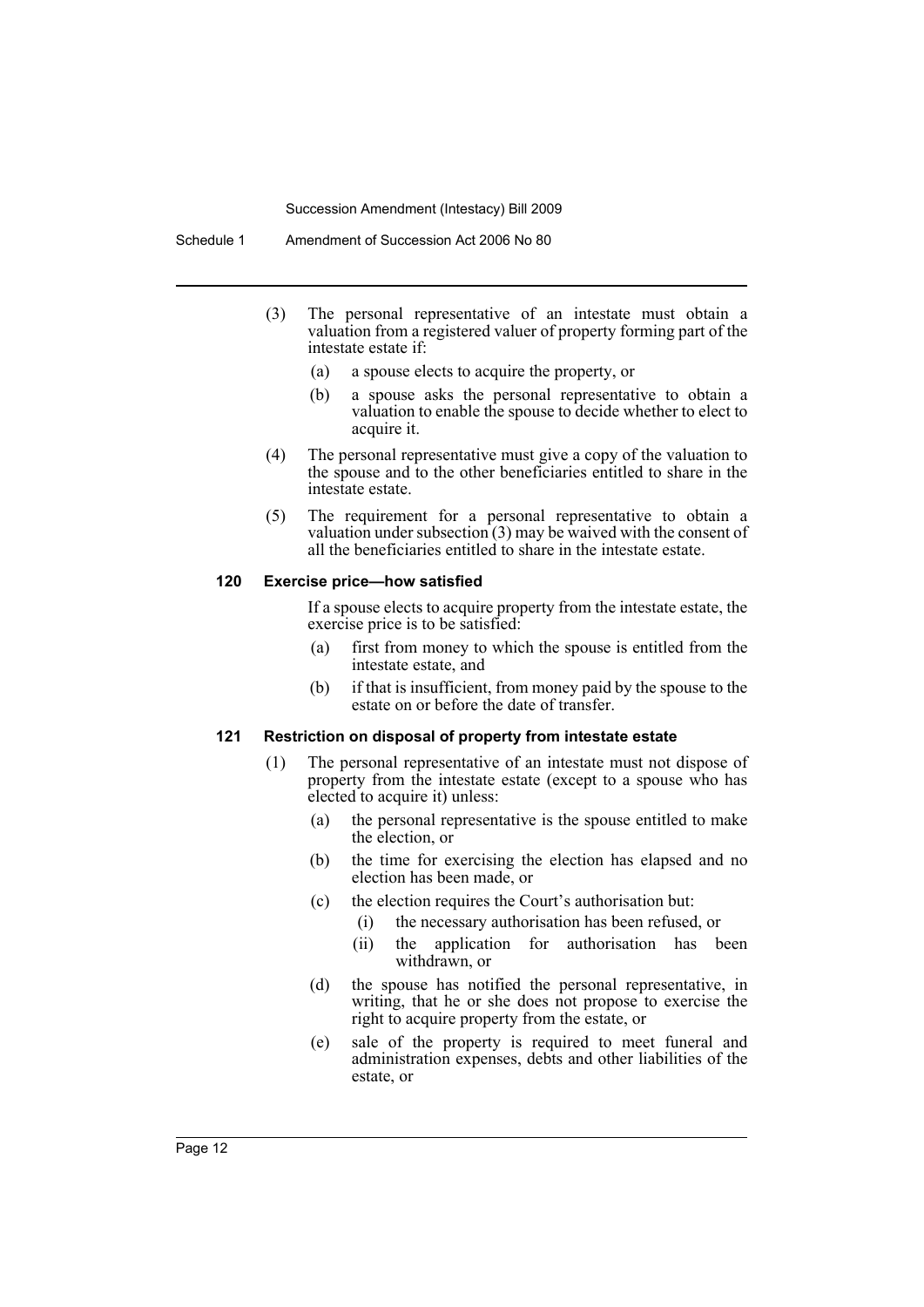(3) The personal representative of an intestate must obtain a valuation from a registered valuer of property forming part of the intestate estate if:

(a) a spouse elects to acquire the property, or

(b) a spouse asks the personal representative to obtain a valuation to enable the spouse to decide whether to elect to acquire it.

(4) The personal representative must give a copy of the valuation to the spouse and to the other beneficiaries entitled to share in the intestate estate.

(5) The requirement for a personal representative to obtain a valuation under subsection (3) may be waived with the consent of all the beneficiaries entitled to share in the intestate estate.

#### 120 Exercise price—how satisfied

If a spouse elects to acquire property from the intestate estate, the exercise price is to be satisfied:

(a) first from money to which the spouse is entitled from the intestate estate, and

(b) if that is insufficient, from money paid by the spouse to the estate on or before the date of transfer.

#### 121 Restriction on disposal of property from intestate estate

(1) The personal representative of an intestate must not dispose of property from the intestate estate (except to a spouse who has elected to acquire it) unless:

(a) the personal representative is the spouse entitled to make the election, or

(b) the time for exercising the election has elapsed and no election has been made, or

(c) the election requires the Court's authorisation but:

(i) the necessary authorisation has been refused, or

(ii) the application for authorisation has been withdrawn, or

(d) the spouse has notified the personal representative, in writing, that he or she does not propose to exercise the right to acquire property from the estate, or

(e) sale of the property is required to meet funeral and administration expenses, debts and other liabilities of the estate, or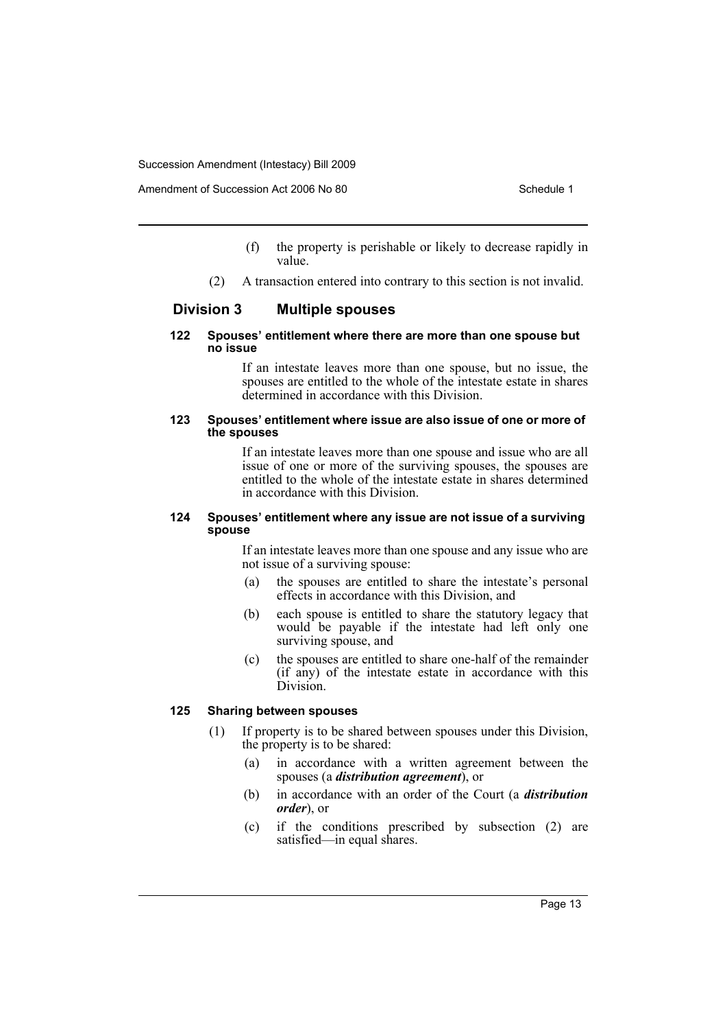(f) the property is perishable or likely to decrease rapidly in value.

(2) A transaction entered into contrary to this section is not invalid.

## Division 3 Multiple spouses

#### 122 Spouses' entitlement where there are more than one spouse but no issue

If an intestate leaves more than one spouse, but no issue, the spouses are entitled to the whole of the intestate estate in shares determined in accordance with this Division.

#### 123 Spouses' entitlement where issue are also issue of one or more of the spouses

If an intestate leaves more than one spouse and issue who are all issue of one or more of the surviving spouses, the spouses are entitled to the whole of the intestate estate in shares determined in accordance with this Division.

#### 124 Spouses' entitlement where any issue are not issue of a surviving spouse

If an intestate leaves more than one spouse and any issue who are not issue of a surviving spouse:

(a) the spouses are entitled to share the intestate's personal effects in accordance with this Division, and

(b) each spouse is entitled to share the statutory legacy that would be payable if the intestate had left only one surviving spouse, and

(c) the spouses are entitled to share one-half of the remainder (if any) of the intestate estate in accordance with this Division.

#### 125 Sharing between spouses

(1) If property is to be shared between spouses under this Division, the property is to be shared:

(a) in accordance with a written agreement between the spouses (a ***distribution agreement***), or

(b) in accordance with an order of the Court (a ***distribution order***), or

(c) if the conditions prescribed by subsection (2) are satisfied—in equal shares.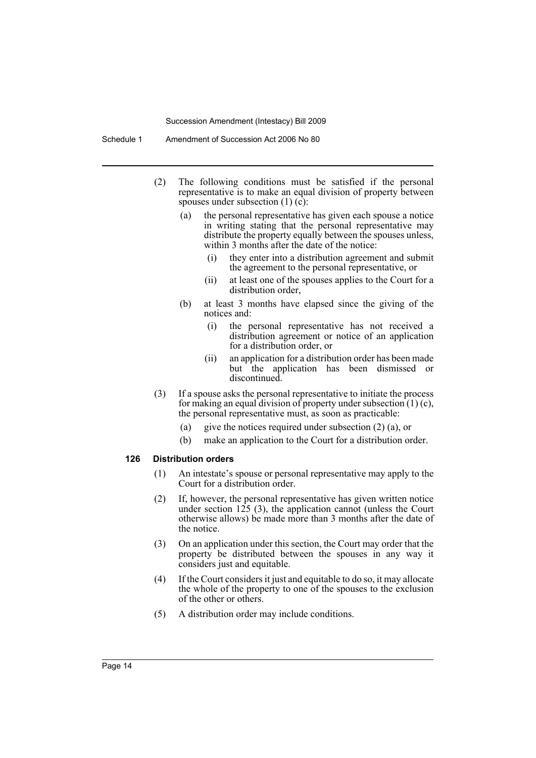(2) The following conditions must be satisfied if the personal representative is to make an equal division of property between spouses under subsection (1) (c):

(a) the personal representative has given each spouse a notice in writing stating that the personal representative may distribute the property equally between the spouses unless, within 3 months after the date of the notice:

(i) they enter into a distribution agreement and submit the agreement to the personal representative, or

(ii) at least one of the spouses applies to the Court for a distribution order,

(b) at least 3 months have elapsed since the giving of the notices and:

(i) the personal representative has not received a distribution agreement or notice of an application for a distribution order, or

(ii) an application for a distribution order has been made but the application has been dismissed or discontinued.

(3) If a spouse asks the personal representative to initiate the process for making an equal division of property under subsection (1) (c), the personal representative must, as soon as practicable:

(a) give the notices required under subsection (2) (a), or

(b) make an application to the Court for a distribution order.

#### 126 Distribution orders

(1) An intestate's spouse or personal representative may apply to the Court for a distribution order.

(2) If, however, the personal representative has given written notice under section 125 (3), the application cannot (unless the Court otherwise allows) be made more than 3 months after the date of the notice.

(3) On an application under this section, the Court may order that the property be distributed between the spouses in any way it considers just and equitable.

(4) If the Court considers it just and equitable to do so, it may allocate the whole of the property to one of the spouses to the exclusion of the other or others.

(5) A distribution order may include conditions.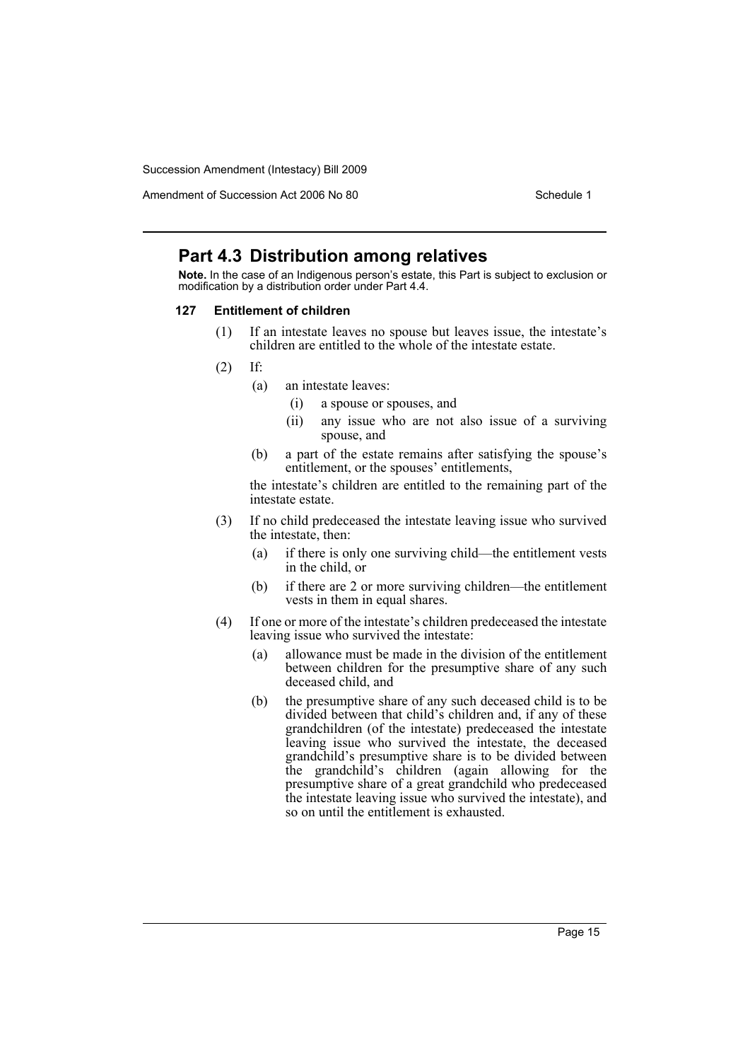## Part 4.3 Distribution among relatives

**Note.** In the case of an Indigenous person's estate, this Part is subject to exclusion or modification by a distribution order under Part 4.4.

### 127 Entitlement of children

(1) If an intestate leaves no spouse but leaves issue, the intestate's children are entitled to the whole of the intestate estate.

(2) If:

- (a) an intestate leaves:
  - (i) a spouse or spouses, and
  - (ii) any issue who are not also issue of a surviving spouse, and
- (b) a part of the estate remains after satisfying the spouse's entitlement, or the spouses' entitlements,

the intestate's children are entitled to the remaining part of the intestate estate.

(3) If no child predeceased the intestate leaving issue who survived the intestate, then:

- (a) if there is only one surviving child—the entitlement vests in the child, or
- (b) if there are 2 or more surviving children—the entitlement vests in them in equal shares.

(4) If one or more of the intestate's children predeceased the intestate leaving issue who survived the intestate:

- (a) allowance must be made in the division of the entitlement between children for the presumptive share of any such deceased child, and
- (b) the presumptive share of any such deceased child is to be divided between that child's children and, if any of these grandchildren (of the intestate) predeceased the intestate leaving issue who survived the intestate, the deceased grandchild's presumptive share is to be divided between the grandchild's children (again allowing for the presumptive share of a great grandchild who predeceased the intestate leaving issue who survived the intestate), and so on until the entitlement is exhausted.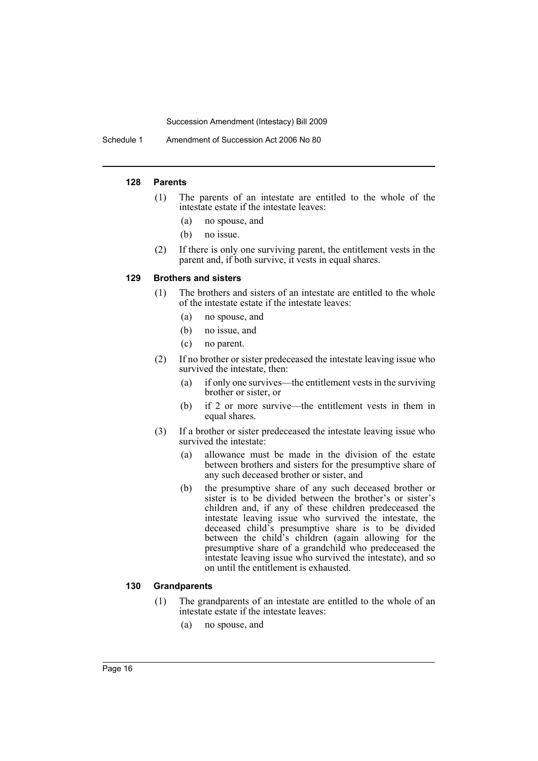#### 128 Parents

(1) The parents of an intestate are entitled to the whole of the intestate estate if the intestate leaves:

(a) no spouse, and

(b) no issue.

(2) If there is only one surviving parent, the entitlement vests in the parent and, if both survive, it vests in equal shares.

#### 129 Brothers and sisters

(1) The brothers and sisters of an intestate are entitled to the whole of the intestate estate if the intestate leaves:

(a) no spouse, and

(b) no issue, and

(c) no parent.

(2) If no brother or sister predeceased the intestate leaving issue who survived the intestate, then:

(a) if only one survives—the entitlement vests in the surviving brother or sister, or

(b) if 2 or more survive—the entitlement vests in them in equal shares.

(3) If a brother or sister predeceased the intestate leaving issue who survived the intestate:

(a) allowance must be made in the division of the estate between brothers and sisters for the presumptive share of any such deceased brother or sister, and

(b) the presumptive share of any such deceased brother or sister is to be divided between the brother's or sister's children and, if any of these children predeceased the intestate leaving issue who survived the intestate, the deceased child's presumptive share is to be divided between the child's children (again allowing for the presumptive share of a grandchild who predeceased the intestate leaving issue who survived the intestate), and so on until the entitlement is exhausted.

#### 130 Grandparents

(1) The grandparents of an intestate are entitled to the whole of an intestate estate if the intestate leaves:

(a) no spouse, and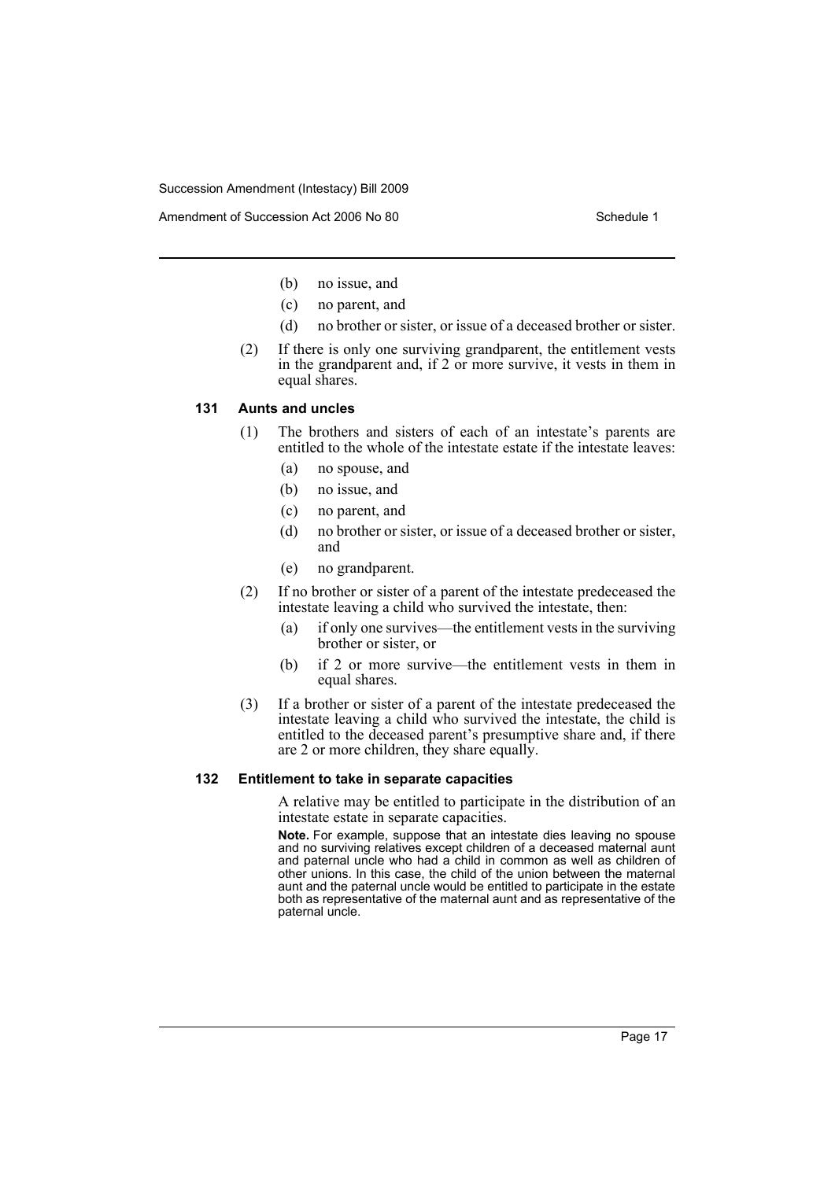- (b) no issue, and
- (c) no parent, and
- (d) no brother or sister, or issue of a deceased brother or sister.

(2) If there is only one surviving grandparent, the entitlement vests in the grandparent and, if 2 or more survive, it vests in them in equal shares.

### 131 Aunts and uncles

(1) The brothers and sisters of each of an intestate's parents are entitled to the whole of the intestate estate if the intestate leaves:

- (a) no spouse, and
- (b) no issue, and
- (c) no parent, and
- (d) no brother or sister, or issue of a deceased brother or sister, and
- (e) no grandparent.

(2) If no brother or sister of a parent of the intestate predeceased the intestate leaving a child who survived the intestate, then:

- (a) if only one survives—the entitlement vests in the surviving brother or sister, or
- (b) if 2 or more survive—the entitlement vests in them in equal shares.

(3) If a brother or sister of a parent of the intestate predeceased the intestate leaving a child who survived the intestate, the child is entitled to the deceased parent's presumptive share and, if there are 2 or more children, they share equally.

### 132 Entitlement to take in separate capacities

A relative may be entitled to participate in the distribution of an intestate estate in separate capacities.

**Note.** For example, suppose that an intestate dies leaving no spouse and no surviving relatives except children of a deceased maternal aunt and paternal uncle who had a child in common as well as children of other unions. In this case, the child of the union between the maternal aunt and the paternal uncle would be entitled to participate in the estate both as representative of the maternal aunt and as representative of the paternal uncle.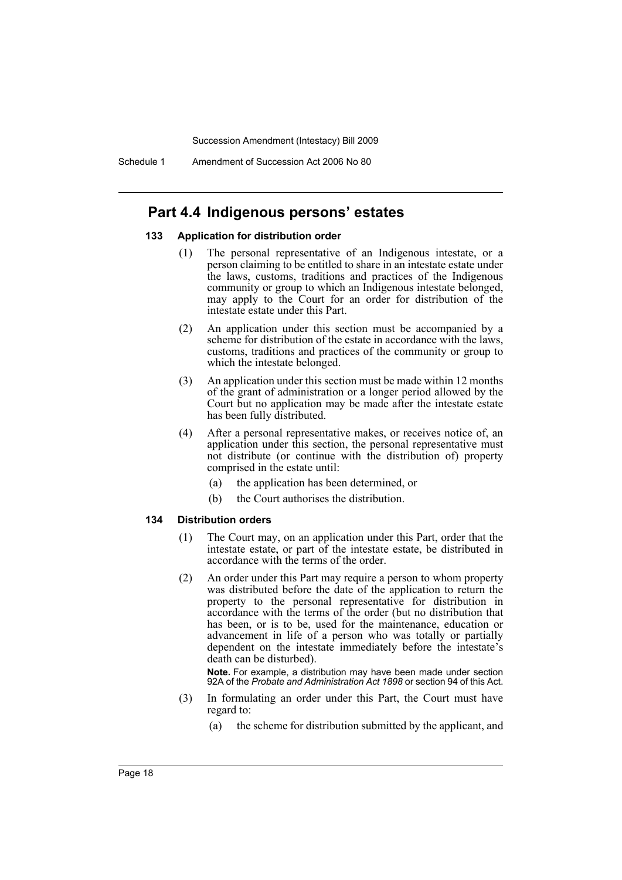## Part 4.4 Indigenous persons' estates

### 133 Application for distribution order

(1) The personal representative of an Indigenous intestate, or a person claiming to be entitled to share in an intestate estate under the laws, customs, traditions and practices of the Indigenous community or group to which an Indigenous intestate belonged, may apply to the Court for an order for distribution of the intestate estate under this Part.

(2) An application under this section must be accompanied by a scheme for distribution of the estate in accordance with the laws, customs, traditions and practices of the community or group to which the intestate belonged.

(3) An application under this section must be made within 12 months of the grant of administration or a longer period allowed by the Court but no application may be made after the intestate estate has been fully distributed.

(4) After a personal representative makes, or receives notice of, an application under this section, the personal representative must not distribute (or continue with the distribution of) property comprised in the estate until:

- (a) the application has been determined, or
- (b) the Court authorises the distribution.

### 134 Distribution orders

(1) The Court may, on an application under this Part, order that the intestate estate, or part of the intestate estate, be distributed in accordance with the terms of the order.

(2) An order under this Part may require a person to whom property was distributed before the date of the application to return the property to the personal representative for distribution in accordance with the terms of the order (but no distribution that has been, or is to be, used for the maintenance, education or advancement in life of a person who was totally or partially dependent on the intestate immediately before the intestate's death can be disturbed).

**Note.** For example, a distribution may have been made under section 92A of the *Probate and Administration Act 1898* or section 94 of this Act.

(3) In formulating an order under this Part, the Court must have regard to:

- (a) the scheme for distribution submitted by the applicant, and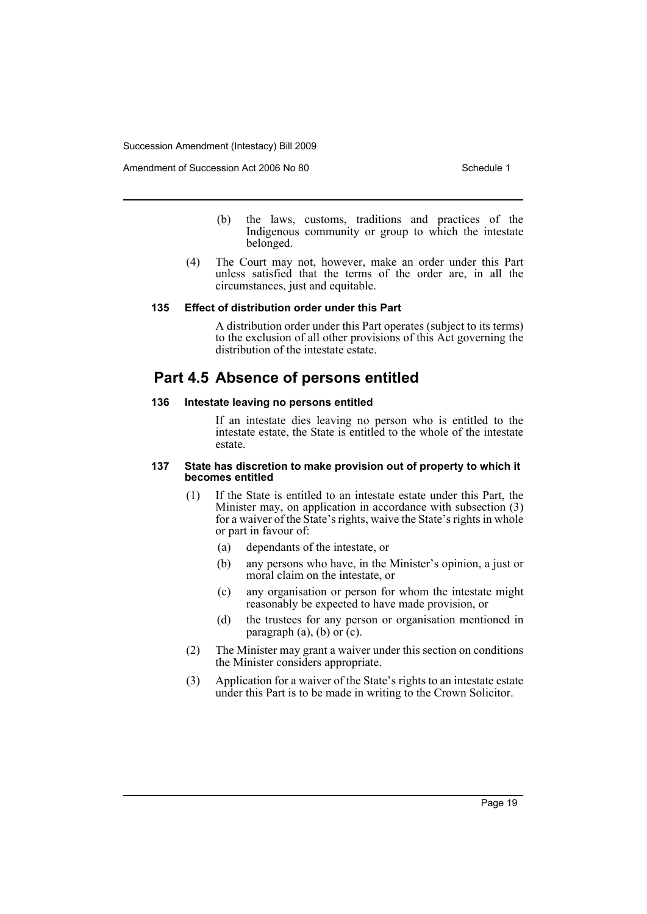(b) the laws, customs, traditions and practices of the Indigenous community or group to which the intestate belonged.

(4) The Court may not, however, make an order under this Part unless satisfied that the terms of the order are, in all the circumstances, just and equitable.

#### 135 Effect of distribution order under this Part

A distribution order under this Part operates (subject to its terms) to the exclusion of all other provisions of this Act governing the distribution of the intestate estate.

## Part 4.5 Absence of persons entitled

#### 136 Intestate leaving no persons entitled

If an intestate dies leaving no person who is entitled to the intestate estate, the State is entitled to the whole of the intestate estate.

#### 137 State has discretion to make provision out of property to which it becomes entitled

(1) If the State is entitled to an intestate estate under this Part, the Minister may, on application in accordance with subsection (3) for a waiver of the State's rights, waive the State's rights in whole or part in favour of:

- (a) dependants of the intestate, or
- (b) any persons who have, in the Minister's opinion, a just or moral claim on the intestate, or
- (c) any organisation or person for whom the intestate might reasonably be expected to have made provision, or
- (d) the trustees for any person or organisation mentioned in paragraph (a), (b) or (c).

(2) The Minister may grant a waiver under this section on conditions the Minister considers appropriate.

(3) Application for a waiver of the State's rights to an intestate estate under this Part is to be made in writing to the Crown Solicitor.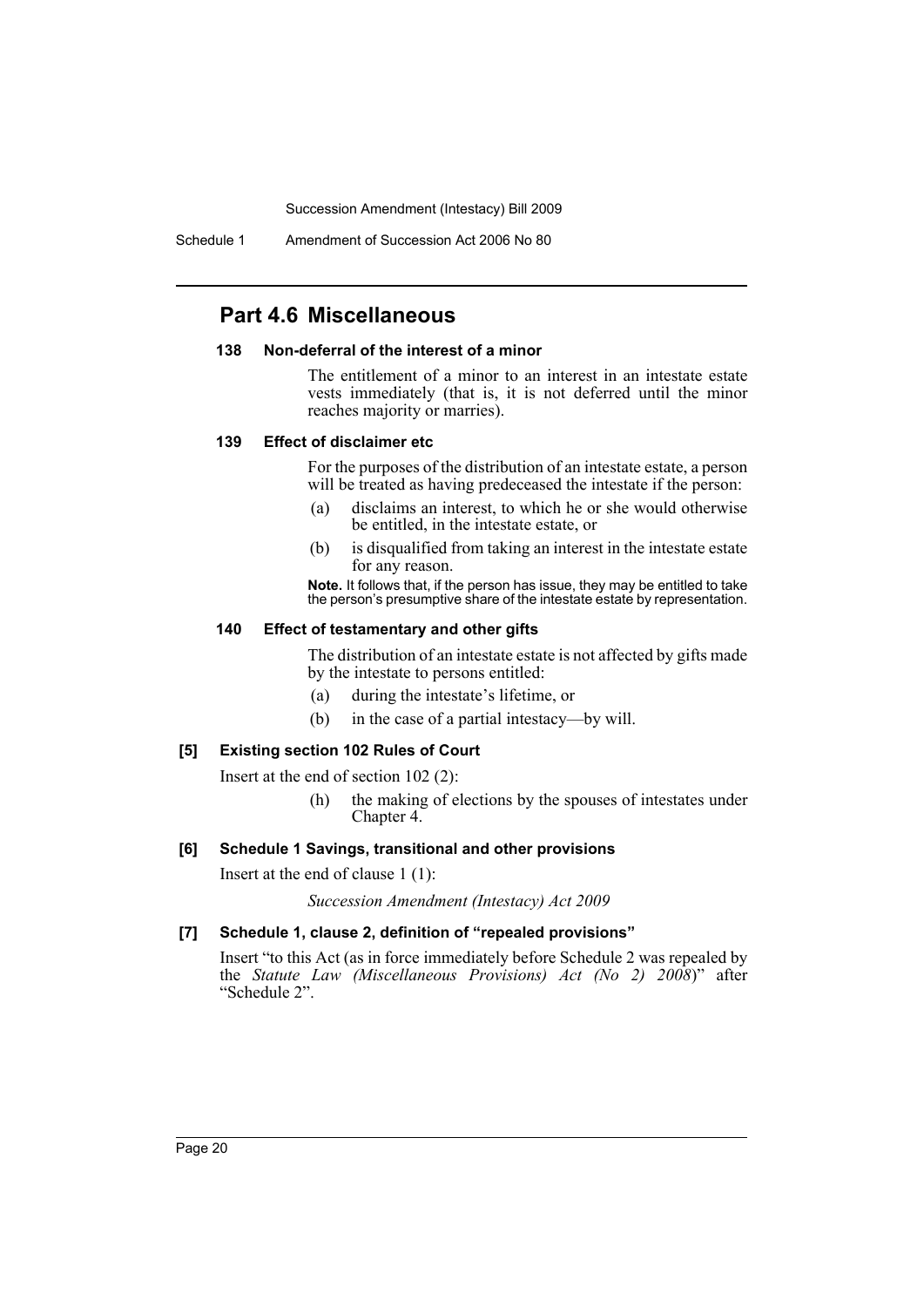## Part 4.6 Miscellaneous

#### 138 Non-deferral of the interest of a minor

The entitlement of a minor to an interest in an intestate estate vests immediately (that is, it is not deferred until the minor reaches majority or marries).

#### 139 Effect of disclaimer etc

For the purposes of the distribution of an intestate estate, a person will be treated as having predeceased the intestate if the person:

- (a) disclaims an interest, to which he or she would otherwise be entitled, in the intestate estate, or
- (b) is disqualified from taking an interest in the intestate estate for any reason.

**Note.** It follows that, if the person has issue, they may be entitled to take the person's presumptive share of the intestate estate by representation.

#### 140 Effect of testamentary and other gifts

The distribution of an intestate estate is not affected by gifts made by the intestate to persons entitled:

- (a) during the intestate's lifetime, or
- (b) in the case of a partial intestacy—by will.

#### [5] Existing section 102 Rules of Court

Insert at the end of section 102 (2):

- (h) the making of elections by the spouses of intestates under Chapter 4.

#### [6] Schedule 1 Savings, transitional and other provisions

Insert at the end of clause 1 (1):

*Succession Amendment (Intestacy) Act 2009*

#### [7] Schedule 1, clause 2, definition of "repealed provisions"

Insert "to this Act (as in force immediately before Schedule 2 was repealed by the *Statute Law (Miscellaneous Provisions) Act (No 2) 2008*)" after "Schedule 2".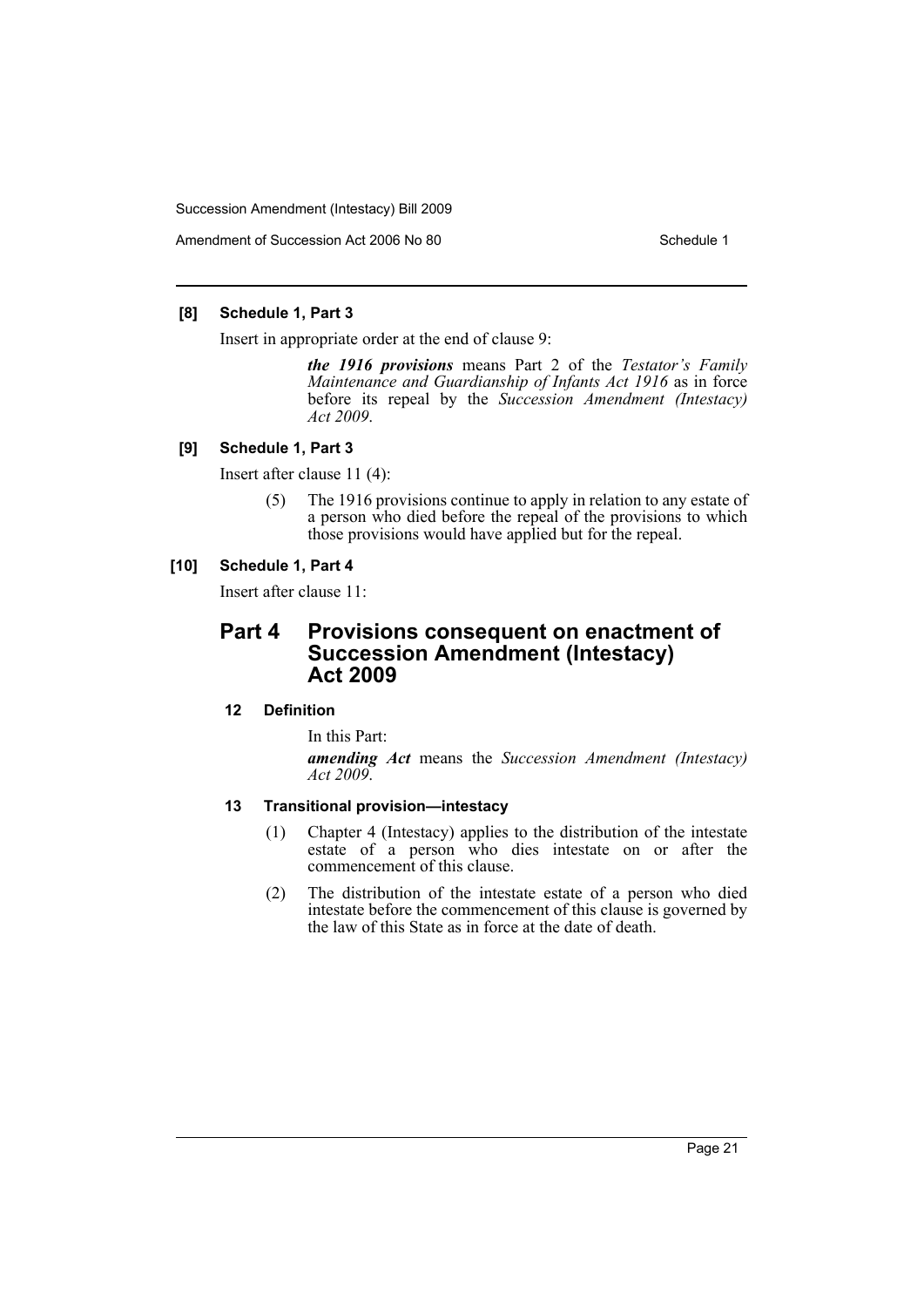**[8] Schedule 1, Part 3**

Insert in appropriate order at the end of clause 9:

> ***the 1916 provisions*** means Part 2 of the *Testator's Family Maintenance and Guardianship of Infants Act 1916* as in force before its repeal by the *Succession Amendment (Intestacy) Act 2009*.

**[9] Schedule 1, Part 3**

Insert after clause 11 (4):

> (5) The 1916 provisions continue to apply in relation to any estate of a person who died before the repeal of the provisions to which those provisions would have applied but for the repeal.

**[10] Schedule 1, Part 4**

Insert after clause 11:

## Part 4 Provisions consequent on enactment of Succession Amendment (Intestacy) Act 2009

### 12 Definition

In this Part:

***amending Act*** means the *Succession Amendment (Intestacy) Act 2009*.

### 13 Transitional provision—intestacy

(1) Chapter 4 (Intestacy) applies to the distribution of the intestate estate of a person who dies intestate on or after the commencement of this clause.

(2) The distribution of the intestate estate of a person who died intestate before the commencement of this clause is governed by the law of this State as in force at the date of death.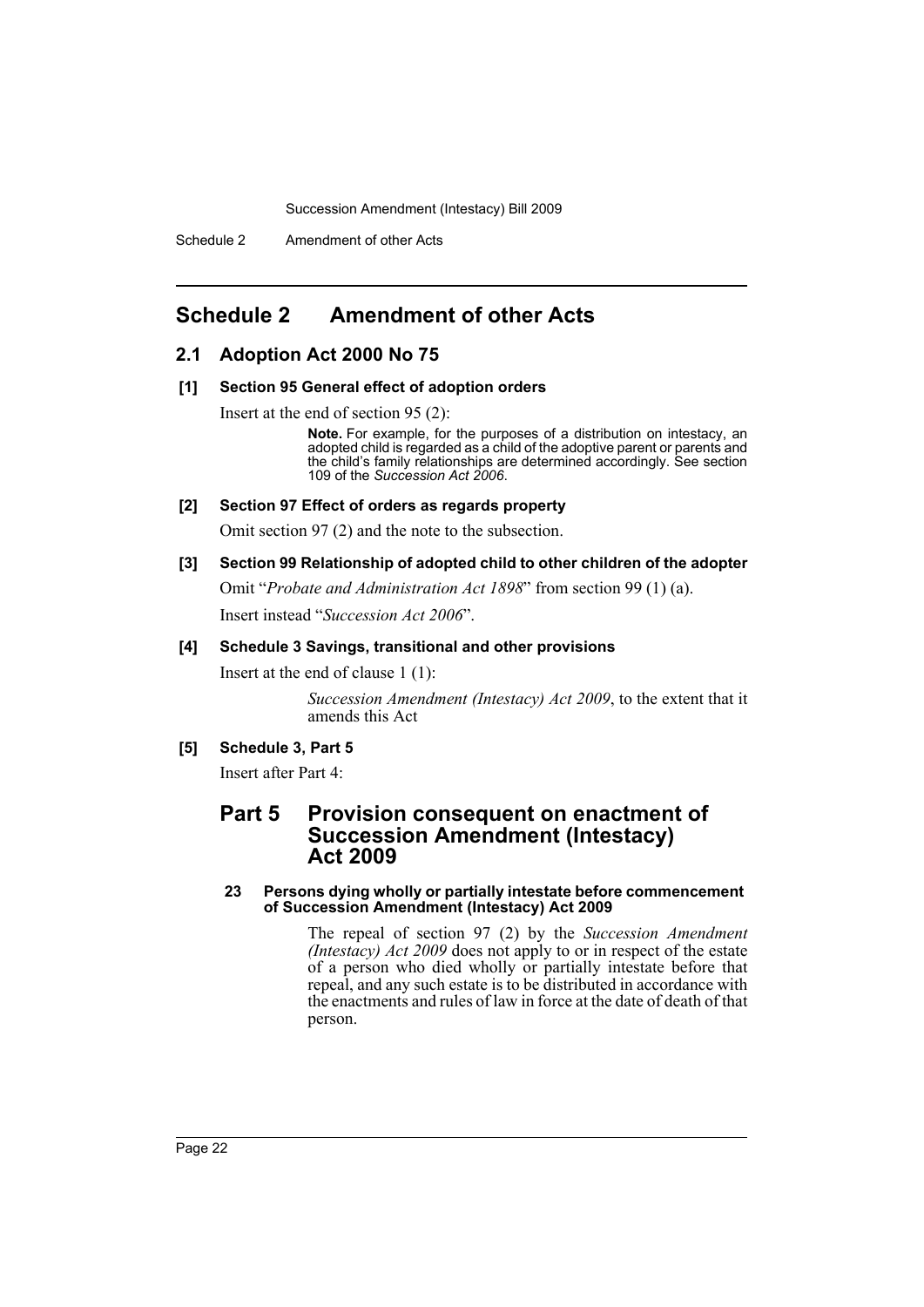# Schedule 2 Amendment of other Acts

## 2.1 Adoption Act 2000 No 75

### [1] Section 95 General effect of adoption orders

Insert at the end of section 95 (2):

> **Note.** For example, for the purposes of a distribution on intestacy, an adopted child is regarded as a child of the adoptive parent or parents and the child's family relationships are determined accordingly. See section 109 of the *Succession Act 2006*.

### [2] Section 97 Effect of orders as regards property

Omit section 97 (2) and the note to the subsection.

### [3] Section 99 Relationship of adopted child to other children of the adopter

Omit "*Probate and Administration Act 1898*" from section 99 (1) (a).

Insert instead "*Succession Act 2006*".

### [4] Schedule 3 Savings, transitional and other provisions

Insert at the end of clause 1 (1):

> *Succession Amendment (Intestacy) Act 2009*, to the extent that it amends this Act

### [5] Schedule 3, Part 5

Insert after Part 4:

## Part 5 Provision consequent on enactment of Succession Amendment (Intestacy) Act 2009

#### 23 Persons dying wholly or partially intestate before commencement of Succession Amendment (Intestacy) Act 2009

The repeal of section 97 (2) by the *Succession Amendment (Intestacy) Act 2009* does not apply to or in respect of the estate of a person who died wholly or partially intestate before that repeal, and any such estate is to be distributed in accordance with the enactments and rules of law in force at the date of death of that person.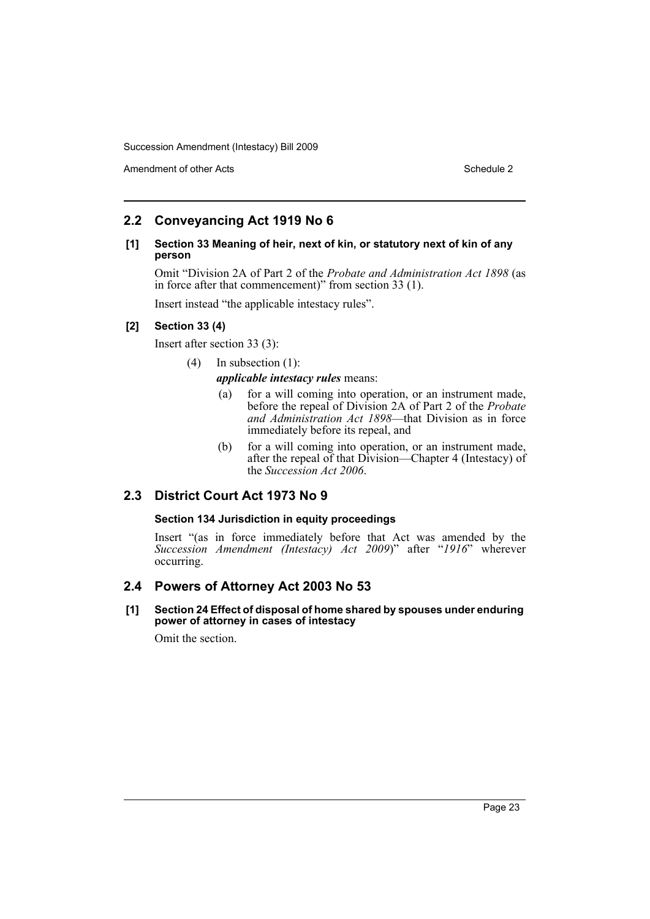## 2.2 Conveyancing Act 1919 No 6

### [1] Section 33 Meaning of heir, next of kin, or statutory next of kin of any person

Omit "Division 2A of Part 2 of the *Probate and Administration Act 1898* (as in force after that commencement)" from section 33 (1).

Insert instead "the applicable intestacy rules".

### [2] Section 33 (4)

Insert after section 33 (3):

(4) In subsection (1):

***applicable intestacy rules*** means:

(a) for a will coming into operation, or an instrument made, before the repeal of Division 2A of Part 2 of the *Probate and Administration Act 1898*—that Division as in force immediately before its repeal, and

(b) for a will coming into operation, or an instrument made, after the repeal of that Division—Chapter 4 (Intestacy) of the *Succession Act 2006*.

## 2.3 District Court Act 1973 No 9

### Section 134 Jurisdiction in equity proceedings

Insert "(as in force immediately before that Act was amended by the *Succession Amendment (Intestacy) Act 2009*)" after "*1916*" wherever occurring.

## 2.4 Powers of Attorney Act 2003 No 53

### [1] Section 24 Effect of disposal of home shared by spouses under enduring power of attorney in cases of intestacy

Omit the section.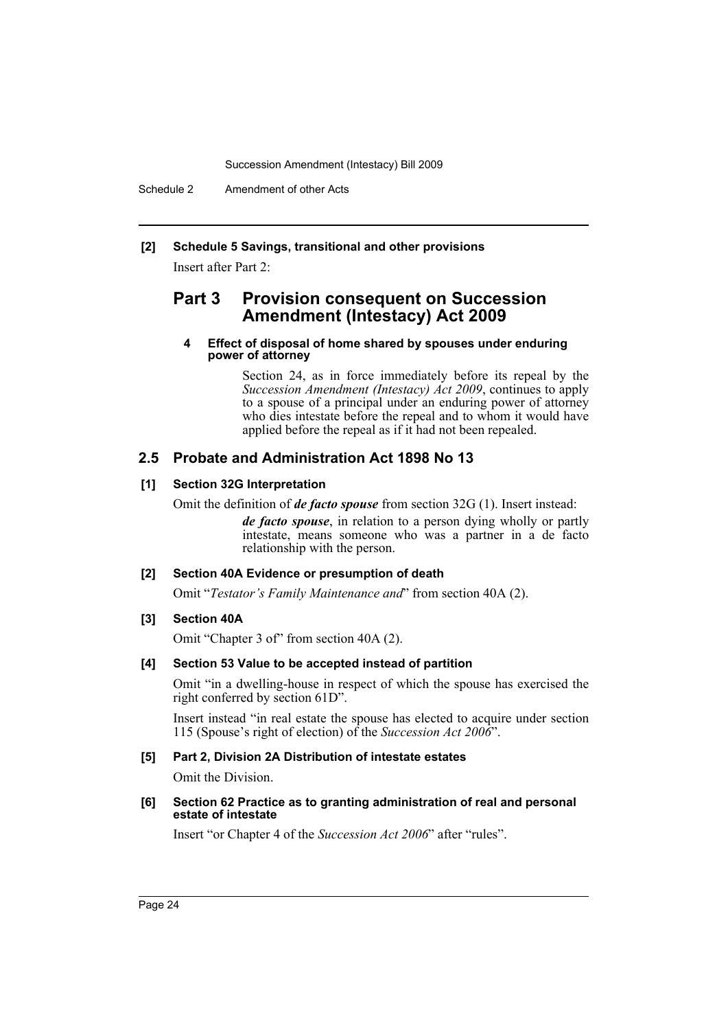**[2] Schedule 5 Savings, transitional and other provisions**

Insert after Part 2:

## Part 3 Provision consequent on Succession Amendment (Intestacy) Act 2009

#### 4 Effect of disposal of home shared by spouses under enduring power of attorney

Section 24, as in force immediately before its repeal by the *Succession Amendment (Intestacy) Act 2009*, continues to apply to a spouse of a principal under an enduring power of attorney who dies intestate before the repeal and to whom it would have applied before the repeal as if it had not been repealed.

## 2.5 Probate and Administration Act 1898 No 13

**[1] Section 32G Interpretation**

Omit the definition of ***de facto spouse*** from section 32G (1). Insert instead:

> ***de facto spouse***, in relation to a person dying wholly or partly intestate, means someone who was a partner in a de facto relationship with the person.

**[2] Section 40A Evidence or presumption of death**

Omit "*Testator's Family Maintenance and*" from section 40A (2).

**[3] Section 40A**

Omit "Chapter 3 of" from section 40A (2).

**[4] Section 53 Value to be accepted instead of partition**

Omit "in a dwelling-house in respect of which the spouse has exercised the right conferred by section 61D".

Insert instead "in real estate the spouse has elected to acquire under section 115 (Spouse's right of election) of the *Succession Act 2006*".

**[5] Part 2, Division 2A Distribution of intestate estates**

Omit the Division.

**[6] Section 62 Practice as to granting administration of real and personal estate of intestate**

Insert "or Chapter 4 of the *Succession Act 2006*" after "rules".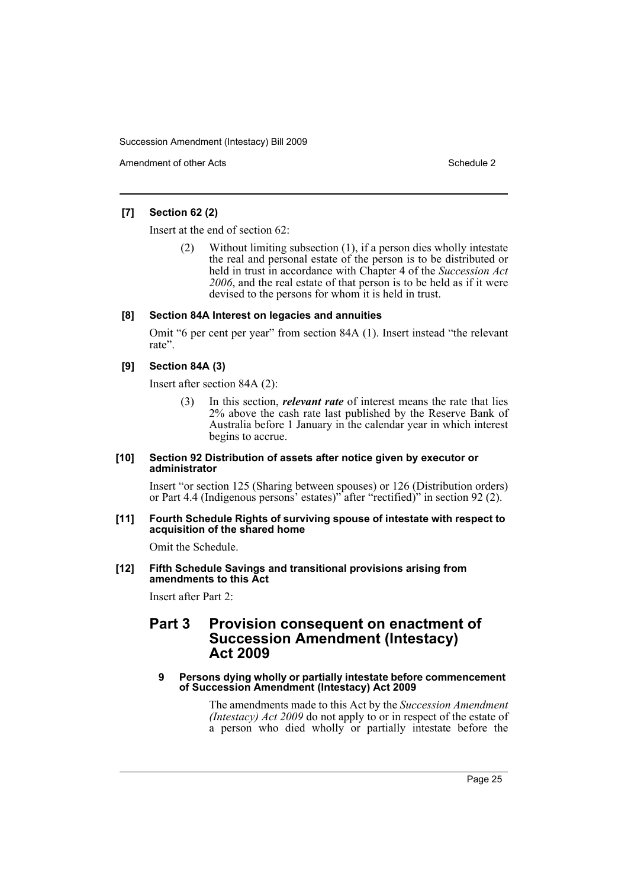**[7] Section 62 (2)**

Insert at the end of section 62:

> (2) Without limiting subsection (1), if a person dies wholly intestate the real and personal estate of the person is to be distributed or held in trust in accordance with Chapter 4 of the *Succession Act 2006*, and the real estate of that person is to be held as if it were devised to the persons for whom it is held in trust.

**[8] Section 84A Interest on legacies and annuities**

Omit "6 per cent per year" from section 84A (1). Insert instead "the relevant rate".

**[9] Section 84A (3)**

Insert after section 84A (2):

> (3) In this section, ***relevant rate*** of interest means the rate that lies 2% above the cash rate last published by the Reserve Bank of Australia before 1 January in the calendar year in which interest begins to accrue.

**[10] Section 92 Distribution of assets after notice given by executor or administrator**

Insert "or section 125 (Sharing between spouses) or 126 (Distribution orders) or Part 4.4 (Indigenous persons' estates)" after "rectified)" in section 92 (2).

**[11] Fourth Schedule Rights of surviving spouse of intestate with respect to acquisition of the shared home**

Omit the Schedule.

**[12] Fifth Schedule Savings and transitional provisions arising from amendments to this Act**

Insert after Part 2:

## Part 3 Provision consequent on enactment of Succession Amendment (Intestacy) Act 2009

**9 Persons dying wholly or partially intestate before commencement of Succession Amendment (Intestacy) Act 2009**

The amendments made to this Act by the *Succession Amendment (Intestacy) Act 2009* do not apply to or in respect of the estate of a person who died wholly or partially intestate before the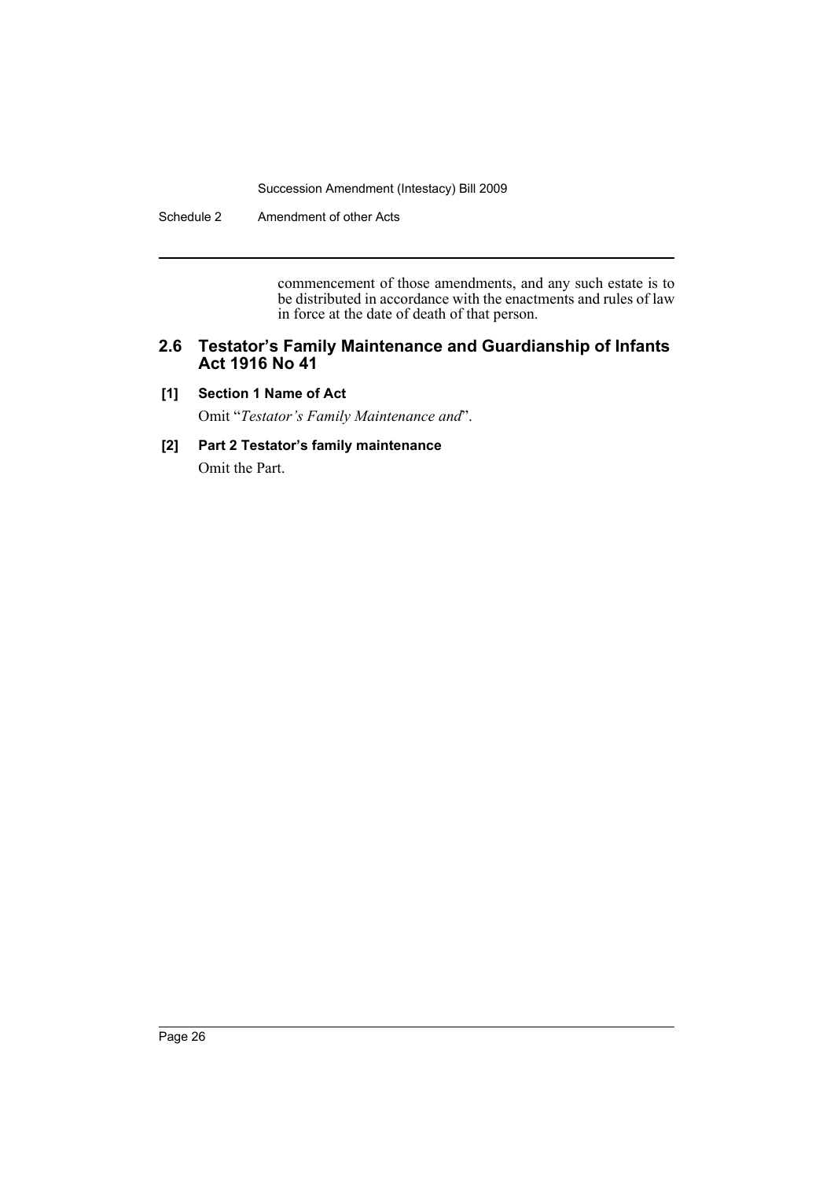commencement of those amendments, and any such estate is to be distributed in accordance with the enactments and rules of law in force at the date of death of that person.

## 2.6 Testator's Family Maintenance and Guardianship of Infants Act 1916 No 41

### [1] Section 1 Name of Act

Omit "*Testator's Family Maintenance and*".

### [2] Part 2 Testator's family maintenance

Omit the Part.